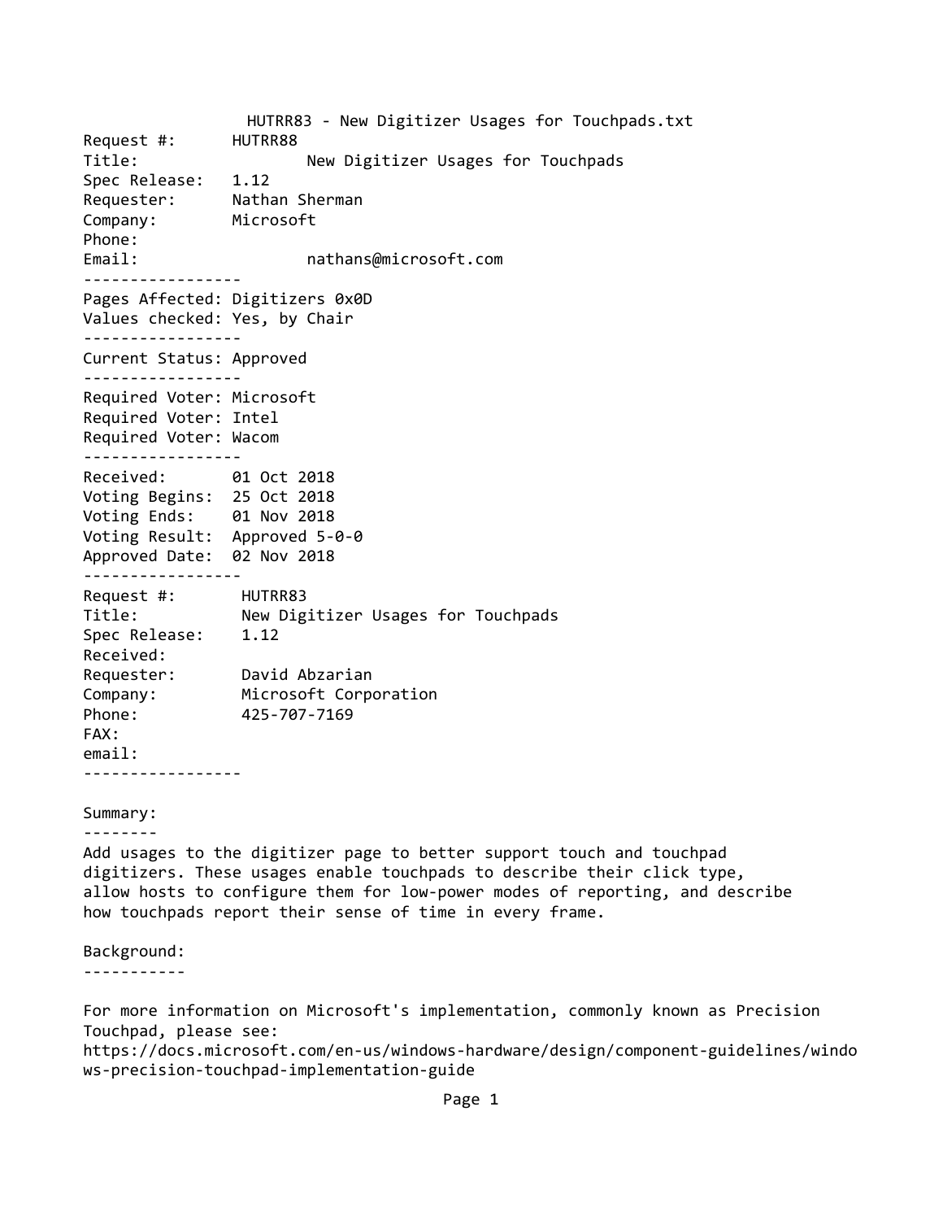HUTRR83 - New Digitizer Usages for Touchpads.txt

```
Request #:      HUTRR88
Title:                  New Digitizer Usages for Touchpads
Spec Release:   1.12
Requester:      Nathan Sherman
Company:        Microsoft
Phone:
Email:                  nathans@microsoft.com
-----------------
Pages Affected: Digitizers 0x0D
Values checked: Yes, by Chair
-----------------
Current Status: Approved
-----------------
Required Voter: Microsoft
Required Voter: Intel
Required Voter: Wacom
-----------------
Received:       01 Oct 2018
Voting Begins:  25 Oct 2018
Voting Ends:    01 Nov 2018
Voting Result:  Approved 5-0-0
Approved Date:  02 Nov 2018
-----------------
Request #:       HUTRR83
Title:           New Digitizer Usages for Touchpads
Spec Release:    1.12
Received:
Requester:       David Abzarian
Company:         Microsoft Corporation
Phone:           425-707-7169
FAX:
email:
-----------------
```

## Summary:

Add usages to the digitizer page to better support touch and touchpad digitizers. These usages enable touchpads to describe their click type, allow hosts to configure them for low-power modes of reporting, and describe how touchpads report their sense of time in every frame.

## Background:

For more information on Microsoft's implementation, commonly known as Precision Touchpad, please see:
https://docs.microsoft.com/en-us/windows-hardware/design/component-guidelines/windows-precision-touchpad-implementation-guide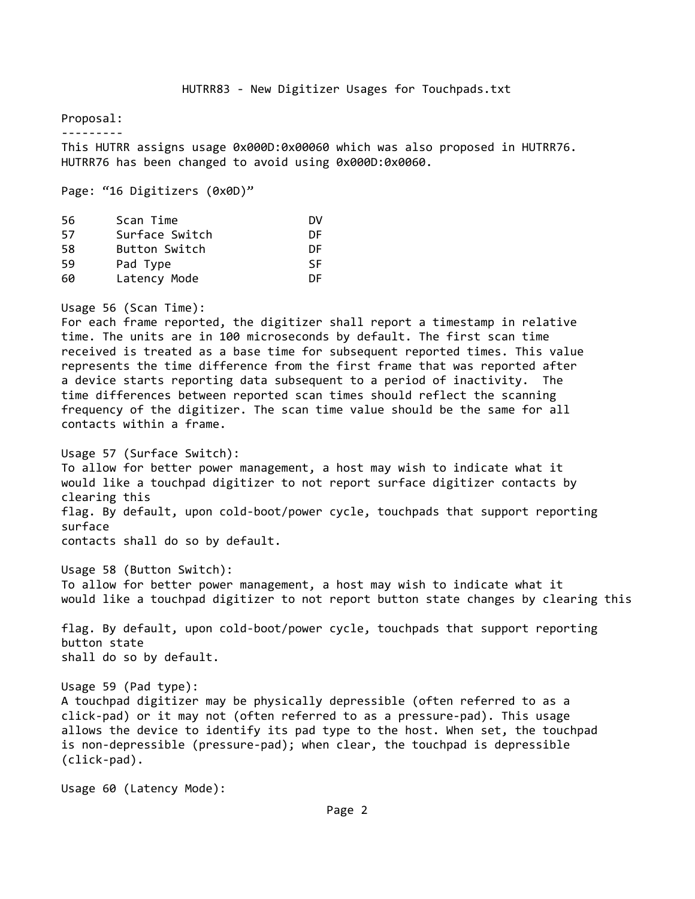HUTRR83 - New Digitizer Usages for Touchpads.txt

## Proposal:

This HUTRR assigns usage 0x000D:0x00060 which was also proposed in HUTRR76. HUTRR76 has been changed to avoid using 0x000D:0x0060.

Page: “16 Digitizers (0x0D)”

| | | |
|---|---|---|
| 56 | Scan Time | DV |
| 57 | Surface Switch | DF |
| 58 | Button Switch | DF |
| 59 | Pad Type | SF |
| 60 | Latency Mode | DF |

Usage 56 (Scan Time):
For each frame reported, the digitizer shall report a timestamp in relative time. The units are in 100 microseconds by default. The first scan time received is treated as a base time for subsequent reported times. This value represents the time difference from the first frame that was reported after a device starts reporting data subsequent to a period of inactivity. The time differences between reported scan times should reflect the scanning frequency of the digitizer. The scan time value should be the same for all contacts within a frame.

Usage 57 (Surface Switch):
To allow for better power management, a host may wish to indicate what it would like a touchpad digitizer to not report surface digitizer contacts by clearing this flag. By default, upon cold-boot/power cycle, touchpads that support reporting surface contacts shall do so by default.

Usage 58 (Button Switch):
To allow for better power management, a host may wish to indicate what it would like a touchpad digitizer to not report button state changes by clearing this flag. By default, upon cold-boot/power cycle, touchpads that support reporting button state shall do so by default.

Usage 59 (Pad type):
A touchpad digitizer may be physically depressible (often referred to as a click-pad) or it may not (often referred to as a pressure-pad). This usage allows the device to identify its pad type to the host. When set, the touchpad is non-depressible (pressure-pad); when clear, the touchpad is depressible (click-pad).

Usage 60 (Latency Mode):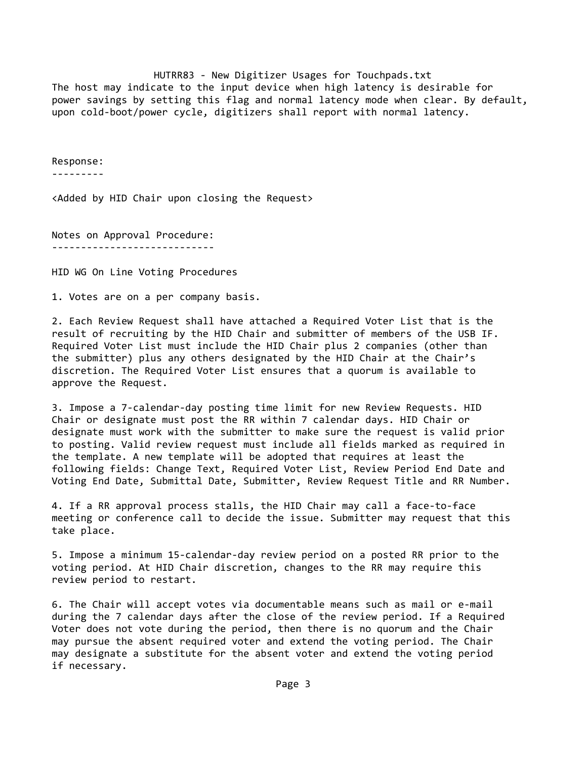The host may indicate to the input device when high latency is desirable for power savings by setting this flag and normal latency mode when clear. By default, upon cold-boot/power cycle, digitizers shall report with normal latency.

## Response:

<Added by HID Chair upon closing the Request>

## Notes on Approval Procedure:

HID WG On Line Voting Procedures

1. Votes are on a per company basis.

2. Each Review Request shall have attached a Required Voter List that is the result of recruiting by the HID Chair and submitter of members of the USB IF. Required Voter List must include the HID Chair plus 2 companies (other than the submitter) plus any others designated by the HID Chair at the Chair's discretion. The Required Voter List ensures that a quorum is available to approve the Request.

3. Impose a 7-calendar-day posting time limit for new Review Requests. HID Chair or designate must post the RR within 7 calendar days. HID Chair or designate must work with the submitter to make sure the request is valid prior to posting. Valid review request must include all fields marked as required in the template. A new template will be adopted that requires at least the following fields: Change Text, Required Voter List, Review Period End Date and Voting End Date, Submittal Date, Submitter, Review Request Title and RR Number.

4. If a RR approval process stalls, the HID Chair may call a face-to-face meeting or conference call to decide the issue. Submitter may request that this take place.

5. Impose a minimum 15-calendar-day review period on a posted RR prior to the voting period. At HID Chair discretion, changes to the RR may require this review period to restart.

6. The Chair will accept votes via documentable means such as mail or e-mail during the 7 calendar days after the close of the review period. If a Required Voter does not vote during the period, then there is no quorum and the Chair may pursue the absent required voter and extend the voting period. The Chair may designate a substitute for the absent voter and extend the voting period if necessary.